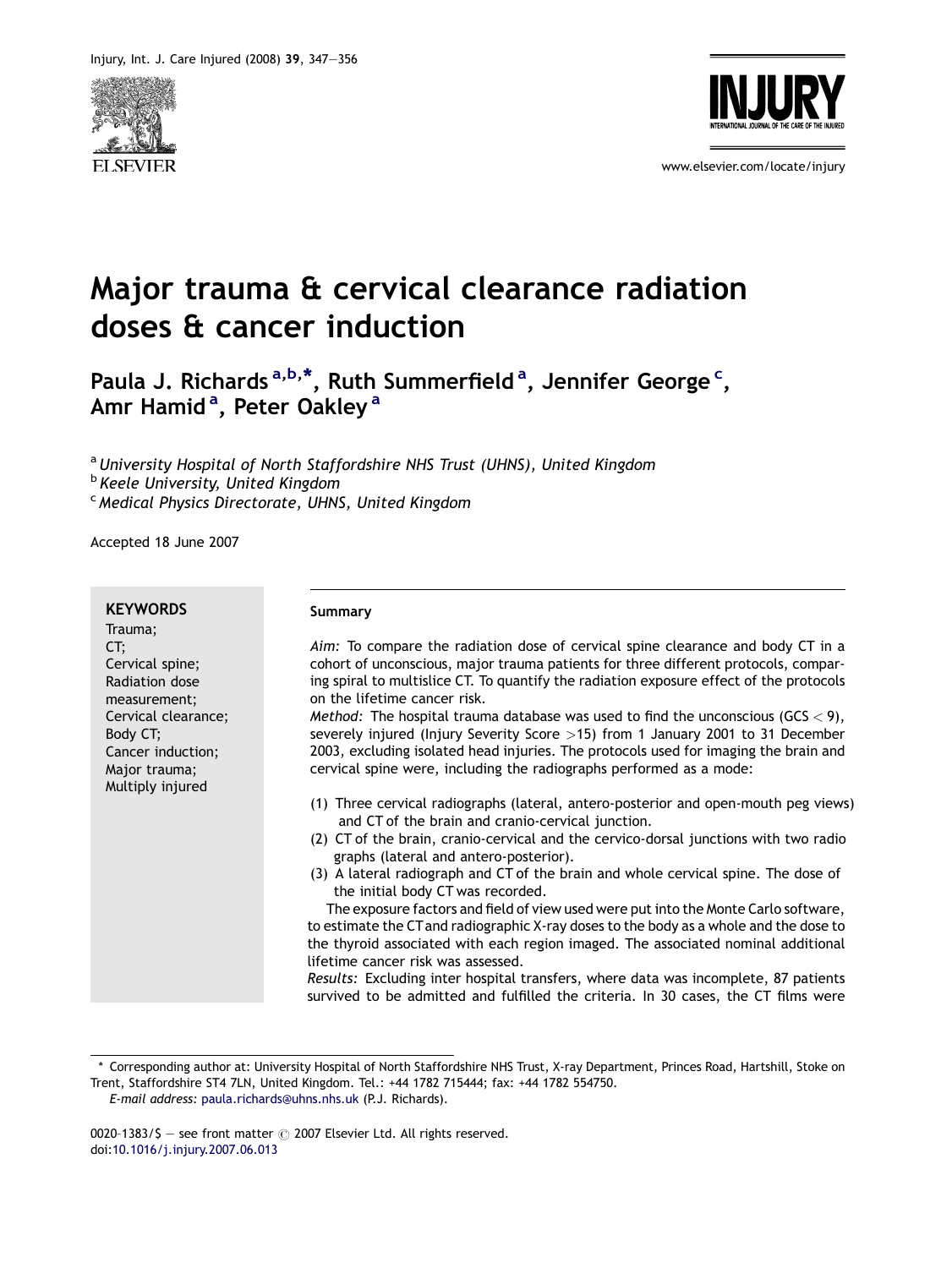# Major trauma & cervical clearance radiation doses & cancer induction

**Paula J. Richards [a,b,*], Ruth Summerfield [a], Jennifer George [c], Amr Hamid [a], Peter Oakley [a]**

[a] *University Hospital of North Staffordshire NHS Trust (UHNS), United Kingdom*
[b] *Keele University, United Kingdom*
[c] *Medical Physics Directorate, UHNS, United Kingdom*

Accepted 18 June 2007

**KEYWORDS**
Trauma;
CT;
Cervical spine;
Radiation dose measurement;
Cervical clearance;
Body CT;
Cancer induction;
Major trauma;
Multiply injured

## Summary

*Aim:* To compare the radiation dose of cervical spine clearance and body CT in a cohort of unconscious, major trauma patients for three different protocols, comparing spiral to multislice CT. To quantify the radiation exposure effect of the protocols on the lifetime cancer risk.

*Method:* The hospital trauma database was used to find the unconscious (GCS < 9), severely injured (Injury Severity Score >15) from 1 January 2001 to 31 December 2003, excluding isolated head injuries. The protocols used for imaging the brain and cervical spine were, including the radiographs performed as a mode:

(1) Three cervical radiographs (lateral, antero-posterior and open-mouth peg views) and CT of the brain and cranio-cervical junction.
(2) CT of the brain, cranio-cervical and the cervico-dorsal junctions with two radiographs (lateral and antero-posterior).
(3) A lateral radiograph and CT of the brain and whole cervical spine. The dose of the initial body CT was recorded.

The exposure factors and field of view used were put into the Monte Carlo software, to estimate the CT and radiographic X-ray doses to the body as a whole and the dose to the thyroid associated with each region imaged. The associated nominal additional lifetime cancer risk was assessed.

*Results:* Excluding inter hospital transfers, where data was incomplete, 87 patients survived to be admitted and fulfilled the criteria. In 30 cases, the CT films were

* Corresponding author at: University Hospital of North Staffordshire NHS Trust, X-ray Department, Princes Road, Hartshill, Stoke on Trent, Staffordshire ST4 7LN, United Kingdom. Tel.: +44 1782 715444; fax: +44 1782 554750.
*E-mail address:* paula.richards@uhns.nhs.uk (P.J. Richards).

0020–1383/$ — see front matter © 2007 Elsevier Ltd. All rights reserved.
doi:10.1016/j.injury.2007.06.013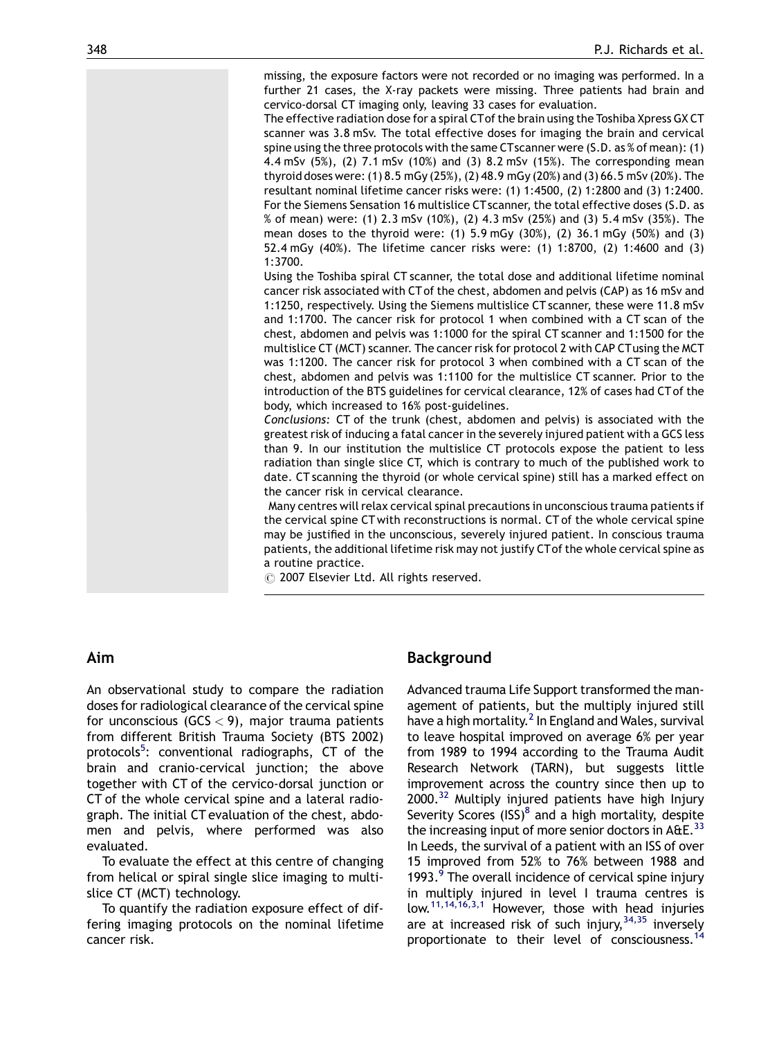missing, the exposure factors were not recorded or no imaging was performed. In a further 21 cases, the X-ray packets were missing. Three patients had brain and cervico-dorsal CT imaging only, leaving 33 cases for evaluation.

The effective radiation dose for a spiral CT of the brain using the Toshiba Xpress GX CT scanner was 3.8 mSv. The total effective doses for imaging the brain and cervical spine using the three protocols with the same CT scanner were (S.D. as % of mean): (1) 4.4 mSv (5%), (2) 7.1 mSv (10%) and (3) 8.2 mSv (15%). The corresponding mean thyroid doses were: (1) 8.5 mGy (25%), (2) 48.9 mGy (20%) and (3) 66.5 mSv (20%). The resultant nominal lifetime cancer risks were: (1) 1:4500, (2) 1:2800 and (3) 1:2400. For the Siemens Sensation 16 multislice CT scanner, the total effective doses (S.D. as % of mean) were: (1) 2.3 mSv (10%), (2) 4.3 mSv (25%) and (3) 5.4 mSv (35%). The mean doses to the thyroid were: (1) 5.9 mGy (30%), (2) 36.1 mGy (50%) and (3) 52.4 mGy (40%). The lifetime cancer risks were: (1) 1:8700, (2) 1:4600 and (3) 1:3700.

Using the Toshiba spiral CT scanner, the total dose and additional lifetime nominal cancer risk associated with CT of the chest, abdomen and pelvis (CAP) as 16 mSv and 1:1250, respectively. Using the Siemens multislice CT scanner, these were 11.8 mSv and 1:1700. The cancer risk for protocol 1 when combined with a CT scan of the chest, abdomen and pelvis was 1:1000 for the spiral CT scanner and 1:1500 for the multislice CT (MCT) scanner. The cancer risk for protocol 2 with CAP CT using the MCT was 1:1200. The cancer risk for protocol 3 when combined with a CT scan of the chest, abdomen and pelvis was 1:1100 for the multislice CT scanner. Prior to the introduction of the BTS guidelines for cervical clearance, 12% of cases had CT of the body, which increased to 16% post-guidelines.

*Conclusions:* CT of the trunk (chest, abdomen and pelvis) is associated with the greatest risk of inducing a fatal cancer in the severely injured patient with a GCS less than 9. In our institution the multislice CT protocols expose the patient to less radiation than single slice CT, which is contrary to much of the published work to date. CT scanning the thyroid (or whole cervical spine) still has a marked effect on the cancer risk in cervical clearance.

Many centres will relax cervical spinal precautions in unconscious trauma patients if the cervical spine CT with reconstructions is normal. CT of the whole cervical spine may be justified in the unconscious, severely injured patient. In conscious trauma patients, the additional lifetime risk may not justify CT of the whole cervical spine as a routine practice.

© 2007 Elsevier Ltd. All rights reserved.

## Aim

An observational study to compare the radiation doses for radiological clearance of the cervical spine for unconscious (GCS $< 9$), major trauma patients from different British Trauma Society (BTS 2002) protocols[5]: conventional radiographs, CT of the brain and cranio-cervical junction; the above together with CT of the cervico-dorsal junction or CT of the whole cervical spine and a lateral radiograph. The initial CT evaluation of the chest, abdomen and pelvis, where performed was also evaluated.

To evaluate the effect at this centre of changing from helical or spiral single slice imaging to multislice CT (MCT) technology.

To quantify the radiation exposure effect of differing imaging protocols on the nominal lifetime cancer risk.

## Background

Advanced trauma Life Support transformed the management of patients, but the multiply injured still have a high mortality.[2] In England and Wales, survival to leave hospital improved on average 6% per year from 1989 to 1994 according to the Trauma Audit Research Network (TARN), but suggests little improvement across the country since then up to 2000.[32] Multiply injured patients have high Injury Severity Scores (ISS)[8] and a high mortality, despite the increasing input of more senior doctors in A&E.[33] In Leeds, the survival of a patient with an ISS of over 15 improved from 52% to 76% between 1988 and 1993.[9] The overall incidence of cervical spine injury in multiply injured in level I trauma centres is low.[11,14,16,3,1] However, those with head injuries are at increased risk of such injury,[34,35] inversely proportionate to their level of consciousness.[14]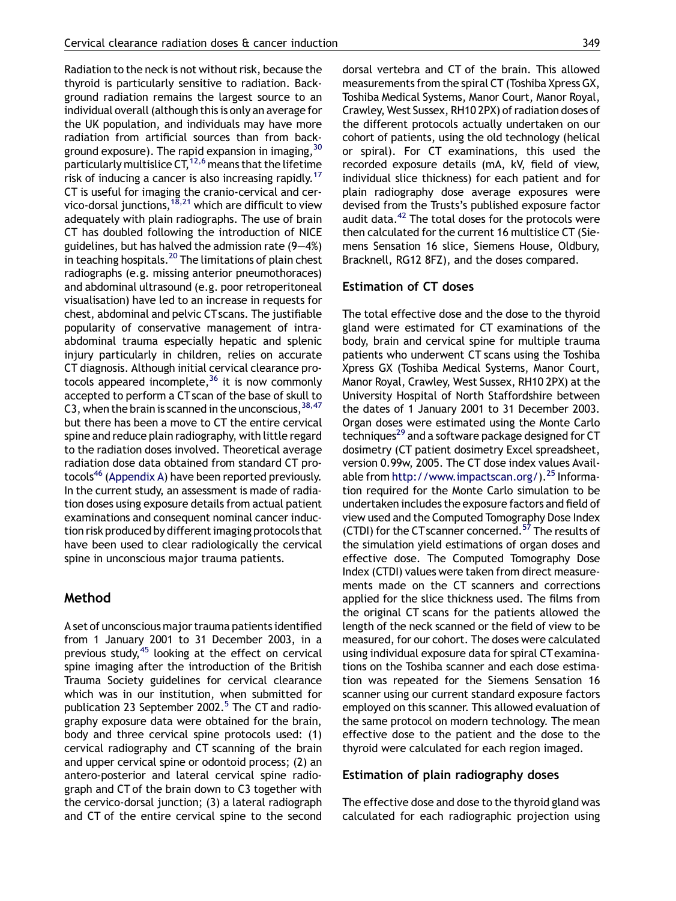Radiation to the neck is not without risk, because the thyroid is particularly sensitive to radiation. Background radiation remains the largest source to an individual overall (although this is only an average for the UK population, and individuals may have more radiation from artificial sources than from background exposure). The rapid expansion in imaging,[30] particularly multislice CT,[12,6] means that the lifetime risk of inducing a cancer is also increasing rapidly.[17] CT is useful for imaging the cranio-cervical and cervico-dorsal junctions,[18,21] which are difficult to view adequately with plain radiographs. The use of brain CT has doubled following the introduction of NICE guidelines, but has halved the admission rate (9–4%) in teaching hospitals.[20] The limitations of plain chest radiographs (e.g. missing anterior pneumothoraces) and abdominal ultrasound (e.g. poor retroperitoneal visualisation) have led to an increase in requests for chest, abdominal and pelvic CT scans. The justifiable popularity of conservative management of intra-abdominal trauma especially hepatic and splenic injury particularly in children, relies on accurate CT diagnosis. Although initial cervical clearance protocols appeared incomplete,[36] it is now commonly accepted to perform a CT scan of the base of skull to C3, when the brain is scanned in the unconscious,[38,47] but there has been a move to CT the entire cervical spine and reduce plain radiography, with little regard to the radiation doses involved. Theoretical average radiation dose data obtained from standard CT protocols[46] (Appendix A) have been reported previously. In the current study, an assessment is made of radiation doses using exposure details from actual patient examinations and consequent nominal cancer induction risk produced by different imaging protocols that have been used to clear radiologically the cervical spine in unconscious major trauma patients.

## Method

A set of unconscious major trauma patients identified from 1 January 2001 to 31 December 2003, in a previous study,[45] looking at the effect on cervical spine imaging after the introduction of the British Trauma Society guidelines for cervical clearance which was in our institution, when submitted for publication 23 September 2002.[5] The CT and radiography exposure data were obtained for the brain, body and three cervical spine protocols used: (1) cervical radiography and CT scanning of the brain and upper cervical spine or odontoid process; (2) an antero-posterior and lateral cervical spine radiograph and CT of the brain down to C3 together with the cervico-dorsal junction; (3) a lateral radiograph and CT of the entire cervical spine to the second dorsal vertebra and CT of the brain. This allowed measurements from the spiral CT (Toshiba Xpress GX, Toshiba Medical Systems, Manor Court, Manor Royal, Crawley, West Sussex, RH10 2PX) of radiation doses of the different protocols actually undertaken on our cohort of patients, using the old technology (helical or spiral). For CT examinations, this used the recorded exposure details (mA, kV, field of view, individual slice thickness) for each patient and for plain radiography dose average exposures were devised from the Trusts's published exposure factor audit data.[42] The total doses for the protocols were then calculated for the current 16 multislice CT (Siemens Sensation 16 slice, Siemens House, Oldbury, Bracknell, RG12 8FZ), and the doses compared.

### Estimation of CT doses

The total effective dose and the dose to the thyroid gland were estimated for CT examinations of the body, brain and cervical spine for multiple trauma patients who underwent CT scans using the Toshiba Xpress GX (Toshiba Medical Systems, Manor Court, Manor Royal, Crawley, West Sussex, RH10 2PX) at the University Hospital of North Staffordshire between the dates of 1 January 2001 to 31 December 2003. Organ doses were estimated using the Monte Carlo techniques[29] and a software package designed for CT dosimetry (CT patient dosimetry Excel spreadsheet, version 0.99w, 2005. The CT dose index values Available from http://www.impactscan.org/).[25] Information required for the Monte Carlo simulation to be undertaken includes the exposure factors and field of view used and the Computed Tomography Dose Index (CTDI) for the CT scanner concerned.[57] The results of the simulation yield estimations of organ doses and effective dose. The Computed Tomography Dose Index (CTDI) values were taken from direct measurements made on the CT scanners and corrections applied for the slice thickness used. The films from the original CT scans for the patients allowed the length of the neck scanned or the field of view to be measured, for our cohort. The doses were calculated using individual exposure data for spiral CT examinations on the Toshiba scanner and each dose estimation was repeated for the Siemens Sensation 16 scanner using our current standard exposure factors employed on this scanner. This allowed evaluation of the same protocol on modern technology. The mean effective dose to the patient and the dose to the thyroid were calculated for each region imaged.

### Estimation of plain radiography doses

The effective dose and dose to the thyroid gland was calculated for each radiographic projection using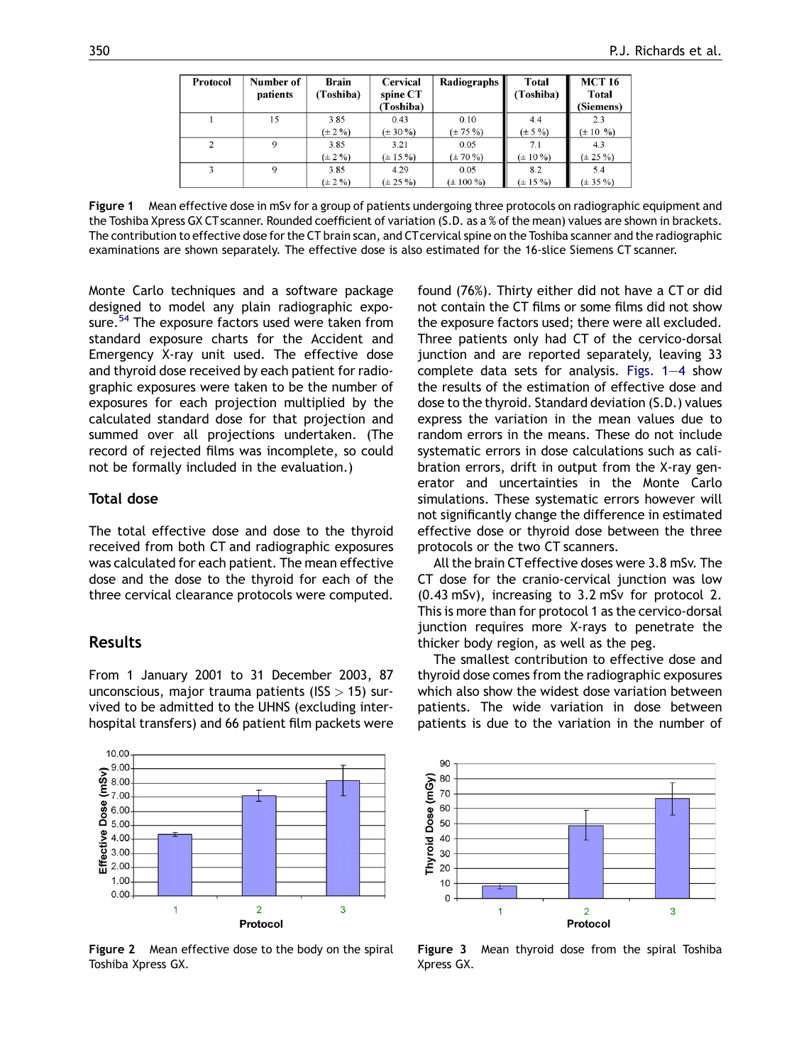| Protocol | Number of patients | Brain (Toshiba) | Cervical spine CT (Toshiba) | Radiographs | Total (Toshiba) | MCT 16 Total (Siemens) |
|---|---|---|---|---|---|---|
| 1 | 15 | 3.85 (± 2 %) | 0.43 (± 30 %) | 0.10 (± 75 %) | 4.4 (± 5 %) | 2.3 (± 10 %) |
| 2 | 9 | 3.85 (± 2 %) | 3.21 (± 15 %) | 0.05 (± 70 %) | 7.1 (± 10 %) | 4.3 (± 25 %) |
| 3 | 9 | 3.85 (± 2 %) | 4.29 (± 25 %) | 0.05 (± 100 %) | 8.2 (± 15 %) | 5.4 (± 35 %) |

**Figure 1** Mean effective dose in mSv for a group of patients undergoing three protocols on radiographic equipment and the Toshiba Xpress GX CT scanner. Rounded coefficient of variation (S.D. as a % of the mean) values are shown in brackets. The contribution to effective dose for the CT brain scan, and CT cervical spine on the Toshiba scanner and the radiographic examinations are shown separately. The effective dose is also estimated for the 16-slice Siemens CT scanner.

Monte Carlo techniques and a software package designed to model any plain radiographic exposure.[54] The exposure factors used were taken from standard exposure charts for the Accident and Emergency X-ray unit used. The effective dose and thyroid dose received by each patient for radiographic exposures were taken to be the number of exposures for each projection multiplied by the calculated standard dose for that projection and summed over all projections undertaken. (The record of rejected films was incomplete, so could not be formally included in the evaluation.)

## Total dose

The total effective dose and dose to the thyroid received from both CT and radiographic exposures was calculated for each patient. The mean effective dose and the dose to the thyroid for each of the three cervical clearance protocols were computed.

## Results

From 1 January 2001 to 31 December 2003, 87 unconscious, major trauma patients (ISS > 15) survived to be admitted to the UHNS (excluding inter-hospital transfers) and 66 patient film packets were found (76%). Thirty either did not have a CT or did not contain the CT films or some films did not show the exposure factors used; there were all excluded. Three patients only had CT of the cervico-dorsal junction and are reported separately, leaving 33 complete data sets for analysis. Figs. 1–4 show the results of the estimation of effective dose and dose to the thyroid. Standard deviation (S.D.) values express the variation in the mean values due to random errors in the means. These do not include systematic errors in dose calculations such as calibration errors, drift in output from the X-ray generator and uncertainties in the Monte Carlo simulations. These systematic errors however will not significantly change the difference in estimated effective dose or thyroid dose between the three protocols or the two CT scanners.

All the brain CT effective doses were 3.8 mSv. The CT dose for the cranio-cervical junction was low (0.43 mSv), increasing to 3.2 mSv for protocol 2. This is more than for protocol 1 as the cervico-dorsal junction requires more X-rays to penetrate the thicker body region, as well as the peg.

The smallest contribution to effective dose and thyroid dose comes from the radiographic exposures which also show the widest dose variation between patients. The wide variation in dose between patients is due to the variation in the number of

**Figure 2** Mean effective dose to the body on the spiral Toshiba Xpress GX.

**Figure 3** Mean thyroid dose from the spiral Toshiba Xpress GX.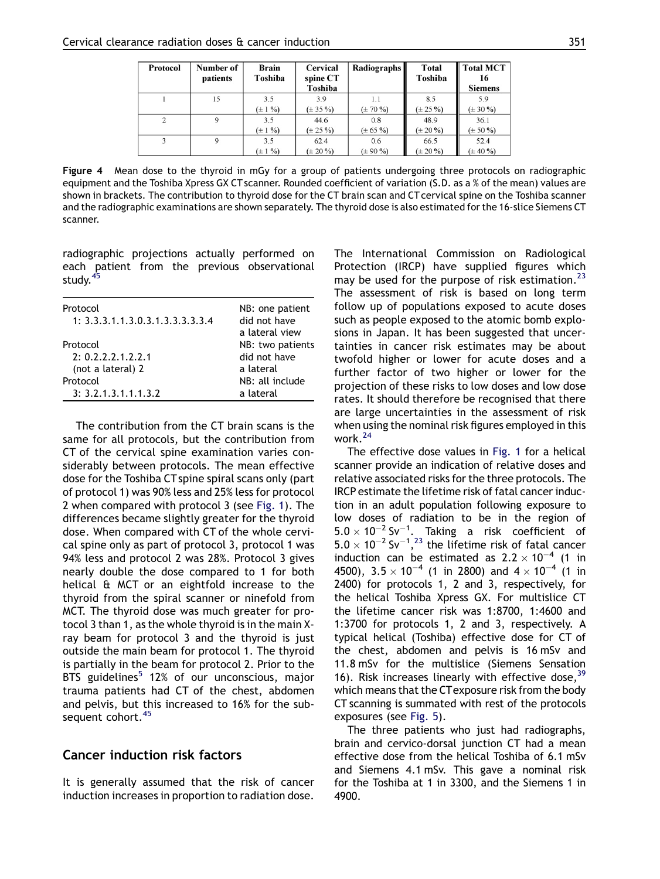| Protocol | Number of patients | Brain Toshiba | Cervical spine CT Toshiba | Radiographs | Total Toshiba | Total MCT 16 Siemens |
|---|---|---|---|---|---|---|
| 1 | 15 | 3.5 (± 1 %) | 3.9 (± 35 %) | 1.1 (± 70 %) | 8.5 (± 25 %) | 5.9 (± 30 %) |
| 2 | 9 | 3.5 (± 1 %) | 44.6 (± 25 %) | 0.8 (± 65 %) | 48.9 (± 20 %) | 36.1 (± 50 %) |
| 3 | 9 | 3.5 (± 1 %) | 62.4 (± 20 %) | 0.6 (± 90 %) | 66.5 (± 20 %) | 52.4 (± 40 %) |

**Figure 4** Mean dose to the thyroid in mGy for a group of patients undergoing three protocols on radiographic equipment and the Toshiba Xpress GX CT scanner. Rounded coefficient of variation (S.D. as a % of the mean) values are shown in brackets. The contribution to thyroid dose for the CT brain scan and CT cervical spine on the Toshiba scanner and the radiographic examinations are shown separately. The thyroid dose is also estimated for the 16-slice Siemens CT scanner.

radiographic projections actually performed on each patient from the previous observational study.[45]

| | |
|---|---|
| Protocol 1: 3.3.3.1.1.3.0.3.1.3.3.3.3.3.4 | NB: one patient did not have a lateral view |
| Protocol 2: 0.2.2.2.1.2.2.1 (not a lateral) 2 | NB: two patients did not have a lateral |
| Protocol 3: 3.2.1.3.1.1.1.3.2 | NB: all include a lateral |

The contribution from the CT brain scans is the same for all protocols, but the contribution from CT of the cervical spine examination varies considerably between protocols. The mean effective dose for the Toshiba CT spine spiral scans only (part of protocol 1) was 90% less and 25% less for protocol 2 when compared with protocol 3 (see Fig. 1). The differences became slightly greater for the thyroid dose. When compared with CT of the whole cervical spine only as part of protocol 3, protocol 1 was 94% less and protocol 2 was 28%. Protocol 3 gives nearly double the dose compared to 1 for both helical & MCT or an eightfold increase to the thyroid from the spiral scanner or ninefold from MCT. The thyroid dose was much greater for protocol 3 than 1, as the whole thyroid is in the main X-ray beam for protocol 3 and the thyroid is just outside the main beam for protocol 1. The thyroid is partially in the beam for protocol 2. Prior to the BTS guidelines[5] 12% of our unconscious, major trauma patients had CT of the chest, abdomen and pelvis, but this increased to 16% for the subsequent cohort.[45]

## Cancer induction risk factors

It is generally assumed that the risk of cancer induction increases in proportion to radiation dose. The International Commission on Radiological Protection (IRCP) have supplied figures which may be used for the purpose of risk estimation.[23] The assessment of risk is based on long term follow up of populations exposed to acute doses such as people exposed to the atomic bomb explosions in Japan. It has been suggested that uncertainties in cancer risk estimates may be about twofold higher or lower for acute doses and a further factor of two higher or lower for the projection of these risks to low doses and low dose rates. It should therefore be recognised that there are large uncertainties in the assessment of risk when using the nominal risk figures employed in this work.[24]

The effective dose values in Fig. 1 for a helical scanner provide an indication of relative doses and relative associated risks for the three protocols. The IRCP estimate the lifetime risk of fatal cancer induction in an adult population following exposure to low doses of radiation to be in the region of $5.0 \times 10^{-2}\ \mathrm{Sv}^{-1}$. Taking a risk coefficient of $5.0 \times 10^{-2}\ \mathrm{Sv}^{-1}$,[23] the lifetime risk of fatal cancer induction can be estimated as $2.2 \times 10^{-4}$ (1 in 4500), $3.5 \times 10^{-4}$ (1 in 2800) and $4 \times 10^{-4}$ (1 in 2400) for protocols 1, 2 and 3, respectively, for the helical Toshiba Xpress GX. For multislice CT the lifetime cancer risk was 1:8700, 1:4600 and 1:3700 for protocols 1, 2 and 3, respectively. A typical helical (Toshiba) effective dose for CT of the chest, abdomen and pelvis is 16 mSv and 11.8 mSv for the multislice (Siemens Sensation 16). Risk increases linearly with effective dose,[39] which means that the CT exposure risk from the body CT scanning is summated with rest of the protocols exposures (see Fig. 5).

The three patients who just had radiographs, brain and cervico-dorsal junction CT had a mean effective dose from the helical Toshiba of 6.1 mSv and Siemens 4.1 mSv. This gave a nominal risk for the Toshiba at 1 in 3300, and the Siemens 1 in 4900.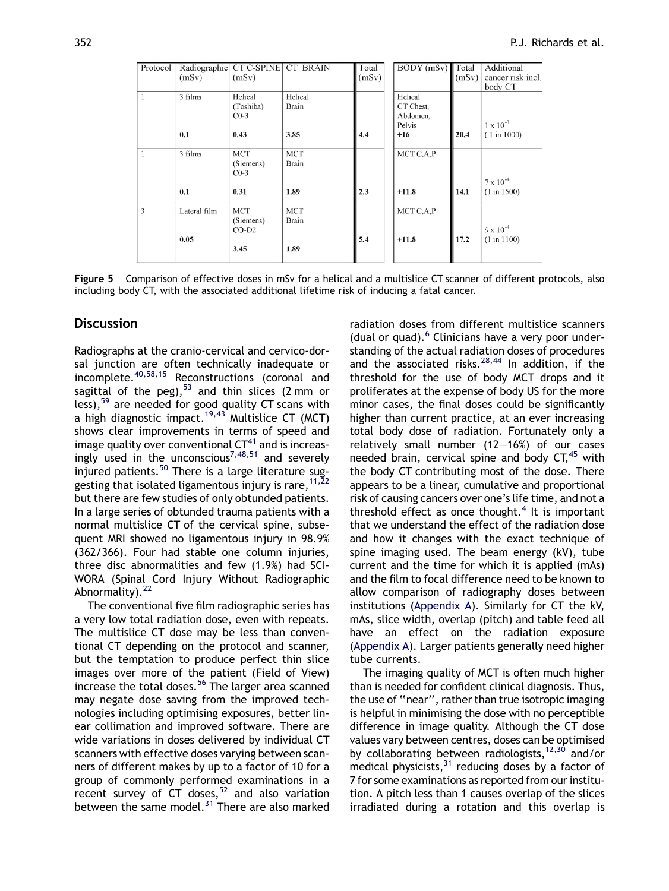| Protocol | Radiographic (mSv) | CT C-SPINE (mSv) | CT BRAIN | Total (mSv) | BODY (mSv) | Total (mSv) | Additional cancer risk incl. body CT |
|---|---|---|---|---|---|---|---|
| 1 | 3 films<br>0.1 | Helical (Toshiba) C0-3<br>0.43 | Helical Brain<br>3.85 | 4.4 | Helical CT Chest, Abdomen, Pelvis<br>+16 | 20.4 | $1 \times 10^{-3}$ (1 in 1000) |
| 1 | 3 films<br>0.1 | MCT (Siemens) C0-3<br>0.31 | MCT Brain<br>1.89 | 2.3 | MCT C,A,P<br>+11.8 | 14.1 | $7 \times 10^{-4}$ (1 in 1500) |
| 3 | Lateral film<br>0.05 | MCT (Siemens) CO-D2<br>3.45 | MCT Brain<br>1.89 | 5.4 | MCT C,A,P<br>+11.8 | 17.2 | $9 \times 10^{-4}$ (1 in 1100) |

**Figure 5** Comparison of effective doses in mSv for a helical and a multislice CT scanner of different protocols, also including body CT, with the associated additional lifetime risk of inducing a fatal cancer.

## Discussion

Radiographs at the cranio-cervical and cervico-dorsal junction are often technically inadequate or incomplete.[40,58,15] Reconstructions (coronal and sagittal of the peg),[53] and thin slices (2 mm or less),[59] are needed for good quality CT scans with a high diagnostic impact.[19,43] Multislice CT (MCT) shows clear improvements in terms of speed and image quality over conventional CT[41] and is increasingly used in the unconscious[7,48,51] and severely injured patients.[50] There is a large literature suggesting that isolated ligamentous injury is rare,[11,22] but there are few studies of only obtunded patients. In a large series of obtunded trauma patients with a normal multislice CT of the cervical spine, subsequent MRI showed no ligamentous injury in 98.9% (362/366). Four had stable one column injuries, three disc abnormalities and few (1.9%) had SCIWORA (Spinal Cord Injury Without Radiographic Abnormality).[22]

The conventional five film radiographic series has a very low total radiation dose, even with repeats. The multislice CT dose may be less than conventional CT depending on the protocol and scanner, but the temptation to produce perfect thin slice images over more of the patient (Field of View) increase the total doses.[56] The larger area scanned may negate dose saving from the improved technologies including optimising exposures, better linear collimation and improved software. There are wide variations in doses delivered by individual CT scanners with effective doses varying between scanners of different makes by up to a factor of 10 for a group of commonly performed examinations in a recent survey of CT doses,[52] and also variation between the same model.[31] There are also marked radiation doses from different multislice scanners (dual or quad).[6] Clinicians have a very poor understanding of the actual radiation doses of procedures and the associated risks.[28,44] In addition, if the threshold for the use of body MCT drops and it proliferates at the expense of body US for the more minor cases, the final doses could be significantly higher than current practice, at an ever increasing total body dose of radiation. Fortunately only a relatively small number (12–16%) of our cases needed brain, cervical spine and body CT,[45] with the body CT contributing most of the dose. There appears to be a linear, cumulative and proportional risk of causing cancers over one's life time, and not a threshold effect as once thought.[4] It is important that we understand the effect of the radiation dose and how it changes with the exact technique of spine imaging used. The beam energy (kV), tube current and the time for which it is applied (mAs) and the film to focal difference need to be known to allow comparison of radiography doses between institutions (Appendix A). Similarly for CT the kV, mAs, slice width, overlap (pitch) and table feed all have an effect on the radiation exposure (Appendix A). Larger patients generally need higher tube currents.

The imaging quality of MCT is often much higher than is needed for confident clinical diagnosis. Thus, the use of "near", rather than true isotropic imaging is helpful in minimising the dose with no perceptible difference in image quality. Although the CT dose values vary between centres, doses can be optimised by collaborating between radiologists,[12,30] and/or medical physicists,[31] reducing doses by a factor of 7 for some examinations as reported from our institution. A pitch less than 1 causes overlap of the slices irradiated during a rotation and this overlap is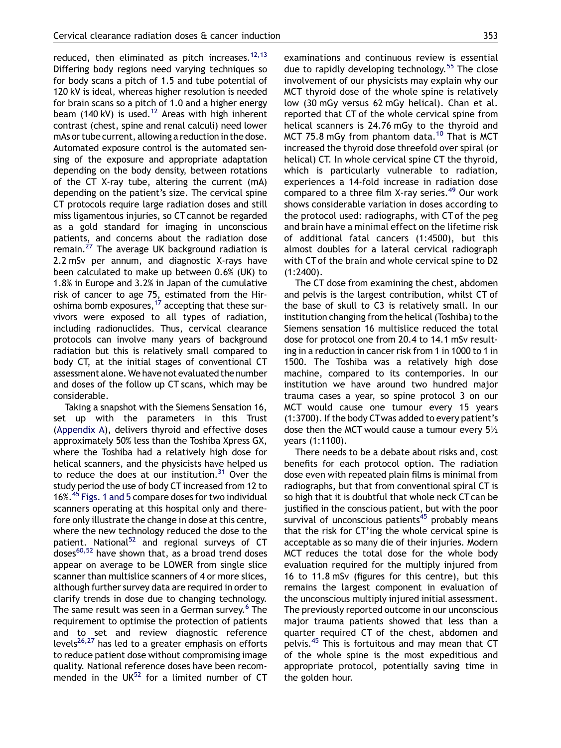reduced, then eliminated as pitch increases.[12,13] Differing body regions need varying techniques so for body scans a pitch of 1.5 and tube potential of 120 kV is ideal, whereas higher resolution is needed for brain scans so a pitch of 1.0 and a higher energy beam (140 kV) is used.[12] Areas with high inherent contrast (chest, spine and renal calculi) need lower mAs or tube current, allowing a reduction in the dose. Automated exposure control is the automated sensing of the exposure and appropriate adaptation depending on the body density, between rotations of the CT X-ray tube, altering the current (mA) depending on the patient's size. The cervical spine CT protocols require large radiation doses and still miss ligamentous injuries, so CT cannot be regarded as a gold standard for imaging in unconscious patients, and concerns about the radiation dose remain.[27] The average UK background radiation is 2.2 mSv per annum, and diagnostic X-rays have been calculated to make up between 0.6% (UK) to 1.8% in Europe and 3.2% in Japan of the cumulative risk of cancer to age 75, estimated from the Hiroshima bomb exposures,[17] accepting that these survivors were exposed to all types of radiation, including radionuclides. Thus, cervical clearance protocols can involve many years of background radiation but this is relatively small compared to body CT, at the initial stages of conventional CT assessment alone. We have not evaluated the number and doses of the follow up CT scans, which may be considerable.

Taking a snapshot with the Siemens Sensation 16, set up with the parameters in this Trust (Appendix A), delivers thyroid and effective doses approximately 50% less than the Toshiba Xpress GX, where the Toshiba had a relatively high dose for helical scanners, and the physicists have helped us to reduce the does at our institution.[31] Over the study period the use of body CT increased from 12 to 16%.[45] Figs. 1 and 5 compare doses for two individual scanners operating at this hospital only and therefore only illustrate the change in dose at this centre, where the new technology reduced the dose to the patient. National[52] and regional surveys of CT doses[60,52] have shown that, as a broad trend doses appear on average to be LOWER from single slice scanner than multislice scanners of 4 or more slices, although further survey data are required in order to clarify trends in dose due to changing technology. The same result was seen in a German survey.[6] The requirement to optimise the protection of patients and to set and review diagnostic reference levels[26,27] has led to a greater emphasis on efforts to reduce patient dose without compromising image quality. National reference doses have been recommended in the UK[52] for a limited number of CT examinations and continuous review is essential due to rapidly developing technology.[55] The close involvement of our physicists may explain why our MCT thyroid dose of the whole spine is relatively low (30 mGy versus 62 mGy helical). Chan et al. reported that CT of the whole cervical spine from helical scanners is 24.76 mGy to the thyroid and MCT 75.8 mGy from phantom data.[10] That is MCT increased the thyroid dose threefold over spiral (or helical) CT. In whole cervical spine CT the thyroid, which is particularly vulnerable to radiation, experiences a 14-fold increase in radiation dose compared to a three film X-ray series.[49] Our work shows considerable variation in doses according to the protocol used: radiographs, with CT of the peg and brain have a minimal effect on the lifetime risk of additional fatal cancers (1:4500), but this almost doubles for a lateral cervical radiograph with CT of the brain and whole cervical spine to D2 (1:2400).

The CT dose from examining the chest, abdomen and pelvis is the largest contribution, whilst CT of the base of skull to C3 is relatively small. In our institution changing from the helical (Toshiba) to the Siemens sensation 16 multislice reduced the total dose for protocol one from 20.4 to 14.1 mSv resulting in a reduction in cancer risk from 1 in 1000 to 1 in 1500. The Toshiba was a relatively high dose machine, compared to its contempories. In our institution we have around two hundred major trauma cases a year, so spine protocol 3 on our MCT would cause one tumour every 15 years (1:3700). If the body CT was added to every patient's dose then the MCT would cause a tumour every 5½ years (1:1100).

There needs to be a debate about risks and, cost benefits for each protocol option. The radiation dose even with repeated plain films is minimal from radiographs, but that from conventional spiral CT is so high that it is doubtful that whole neck CT can be justified in the conscious patient, but with the poor survival of unconscious patients[45] probably means that the risk for CT'ing the whole cervical spine is acceptable as so many die of their injuries. Modern MCT reduces the total dose for the whole body evaluation required for the multiply injured from 16 to 11.8 mSv (figures for this centre), but this remains the largest component in evaluation of the unconscious multiply injured initial assessment. The previously reported outcome in our unconscious major trauma patients showed that less than a quarter required CT of the chest, abdomen and pelvis.[45] This is fortuitous and may mean that CT of the whole spine is the most expeditious and appropriate protocol, potentially saving time in the golden hour.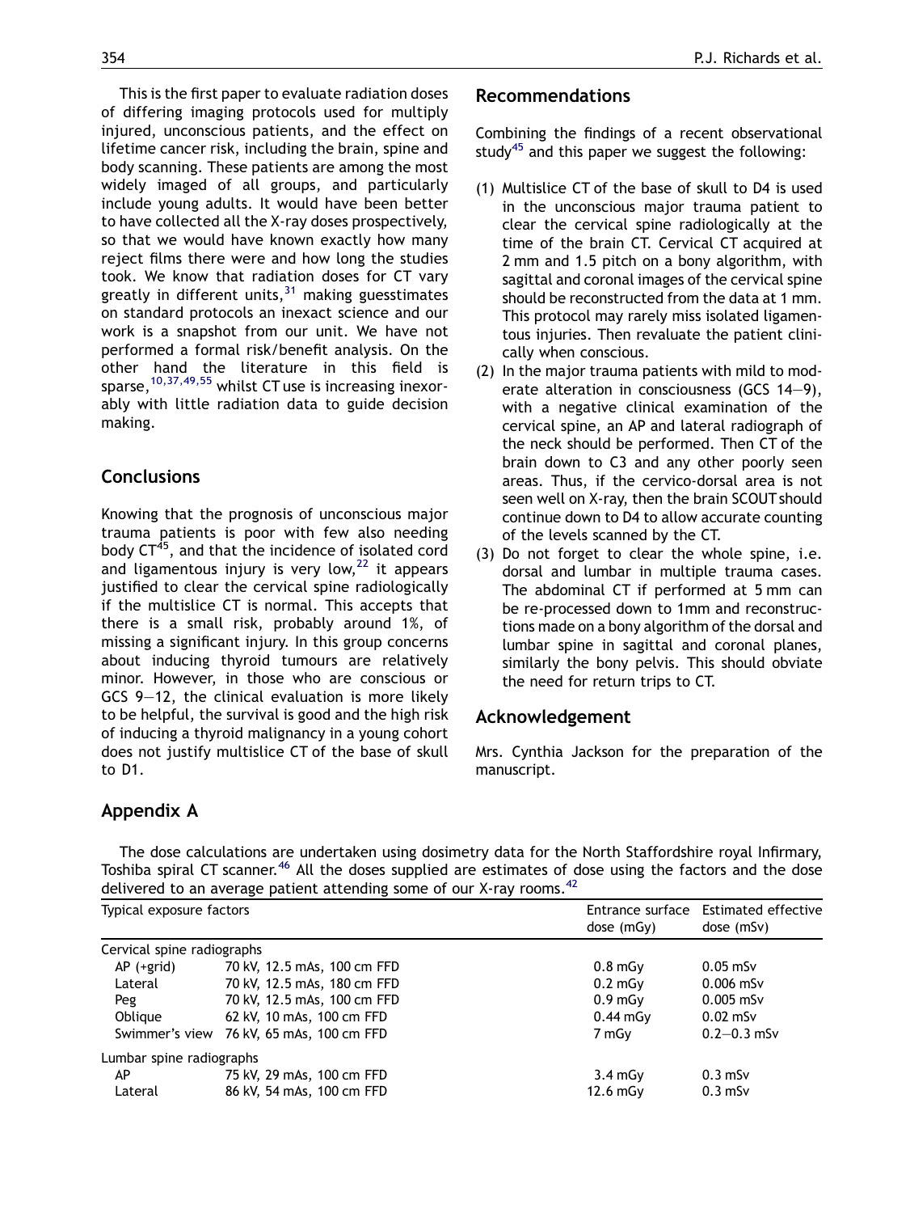This is the first paper to evaluate radiation doses of differing imaging protocols used for multiply injured, unconscious patients, and the effect on lifetime cancer risk, including the brain, spine and body scanning. These patients are among the most widely imaged of all groups, and particularly include young adults. It would have been better to have collected all the X-ray doses prospectively, so that we would have known exactly how many reject films there were and how long the studies took. We know that radiation doses for CT vary greatly in different units,[31] making guesstimates on standard protocols an inexact science and our work is a snapshot from our unit. We have not performed a formal risk/benefit analysis. On the other hand the literature in this field is sparse,[10,37,49,55] whilst CT use is increasing inexorably with little radiation data to guide decision making.

## Conclusions

Knowing that the prognosis of unconscious major trauma patients is poor with few also needing body CT[45], and that the incidence of isolated cord and ligamentous injury is very low,[22] it appears justified to clear the cervical spine radiologically if the multislice CT is normal. This accepts that there is a small risk, probably around 1%, of missing a significant injury. In this group concerns about inducing thyroid tumours are relatively minor. However, in those who are conscious or GCS 9–12, the clinical evaluation is more likely to be helpful, the survival is good and the high risk of inducing a thyroid malignancy in a young cohort does not justify multislice CT of the base of skull to D1.

## Recommendations

Combining the findings of a recent observational study[45] and this paper we suggest the following:

(1) Multislice CT of the base of skull to D4 is used in the unconscious major trauma patient to clear the cervical spine radiologically at the time of the brain CT. Cervical CT acquired at 2 mm and 1.5 pitch on a bony algorithm, with sagittal and coronal images of the cervical spine should be reconstructed from the data at 1 mm. This protocol may rarely miss isolated ligamentous injuries. Then revaluate the patient clinically when conscious.

(2) In the major trauma patients with mild to moderate alteration in consciousness (GCS 14–9), with a negative clinical examination of the cervical spine, an AP and lateral radiograph of the neck should be performed. Then CT of the brain down to C3 and any other poorly seen areas. Thus, if the cervico-dorsal area is not seen well on X-ray, then the brain SCOUT should continue down to D4 to allow accurate counting of the levels scanned by the CT.

(3) Do not forget to clear the whole spine, i.e. dorsal and lumbar in multiple trauma cases. The abdominal CT if performed at 5 mm can be re-processed down to 1mm and reconstructions made on a bony algorithm of the dorsal and lumbar spine in sagittal and coronal planes, similarly the bony pelvis. This should obviate the need for return trips to CT.

## Acknowledgement

Mrs. Cynthia Jackson for the preparation of the manuscript.

## Appendix A

The dose calculations are undertaken using dosimetry data for the North Staffordshire royal Infirmary, Toshiba spiral CT scanner.[46] All the doses supplied are estimates of dose using the factors and the dose delivered to an average patient attending some of our X-ray rooms.[42]

| Typical exposure factors | | Entrance surface dose (mGy) | Estimated effective dose (mSv) |
|---|---|---|---|
| Cervical spine radiographs | | | |
| AP (+grid) | 70 kV, 12.5 mAs, 100 cm FFD | 0.8 mGy | 0.05 mSv |
| Lateral | 70 kV, 12.5 mAs, 180 cm FFD | 0.2 mGy | 0.006 mSv |
| Peg | 70 kV, 12.5 mAs, 100 cm FFD | 0.9 mGy | 0.005 mSv |
| Oblique | 62 kV, 10 mAs, 100 cm FFD | 0.44 mGy | 0.02 mSv |
| Swimmer's view | 76 kV, 65 mAs, 100 cm FFD | 7 mGy | 0.2–0.3 mSv |
| Lumbar spine radiographs | | | |
| AP | 75 kV, 29 mAs, 100 cm FFD | 3.4 mGy | 0.3 mSv |
| Lateral | 86 kV, 54 mAs, 100 cm FFD | 12.6 mGy | 0.3 mSv |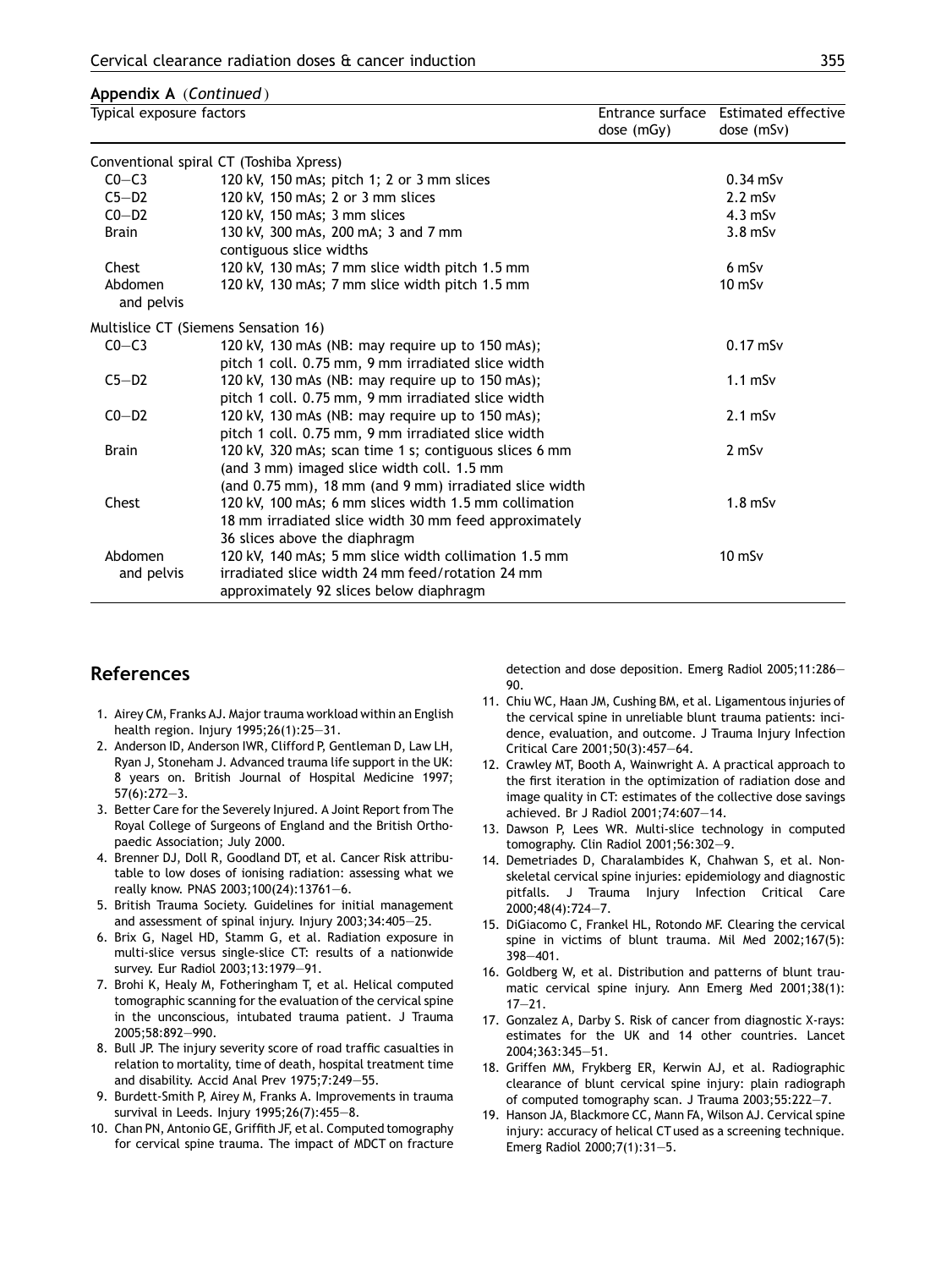**Appendix A** (*Continued*)

| Typical exposure factors | | Entrance surface dose (mGy) | Estimated effective dose (mSv) |
|---|---|---|---|
| Conventional spiral CT (Toshiba Xpress) | | | |
| C0–C3 | 120 kV, 150 mAs; pitch 1; 2 or 3 mm slices | | 0.34 mSv |
| C5–D2 | 120 kV, 150 mAs; 2 or 3 mm slices | | 2.2 mSv |
| C0–D2 | 120 kV, 150 mAs; 3 mm slices | | 4.3 mSv |
| Brain | 130 kV, 300 mAs, 200 mA; 3 and 7 mm contiguous slice widths | | 3.8 mSv |
| Chest | 120 kV, 130 mAs; 7 mm slice width pitch 1.5 mm | | 6 mSv |
| Abdomen and pelvis | 120 kV, 130 mAs; 7 mm slice width pitch 1.5 mm | | 10 mSv |
| Multislice CT (Siemens Sensation 16) | | | |
| C0–C3 | 120 kV, 130 mAs (NB: may require up to 150 mAs); pitch 1 coll. 0.75 mm, 9 mm irradiated slice width | | 0.17 mSv |
| C5–D2 | 120 kV, 130 mAs (NB: may require up to 150 mAs); pitch 1 coll. 0.75 mm, 9 mm irradiated slice width | | 1.1 mSv |
| C0–D2 | 120 kV, 130 mAs (NB: may require up to 150 mAs); pitch 1 coll. 0.75 mm, 9 mm irradiated slice width | | 2.1 mSv |
| Brain | 120 kV, 320 mAs; scan time 1 s; contiguous slices 6 mm (and 3 mm) imaged slice width coll. 1.5 mm (and 0.75 mm), 18 mm (and 9 mm) irradiated slice width | | 2 mSv |
| Chest | 120 kV, 100 mAs; 6 mm slices width 1.5 mm collimation 18 mm irradiated slice width 30 mm feed approximately 36 slices above the diaphragm | | 1.8 mSv |
| Abdomen and pelvis | 120 kV, 140 mAs; 5 mm slice width collimation 1.5 mm irradiated slice width 24 mm feed/rotation 24 mm approximately 92 slices below diaphragm | | 10 mSv |

## References

1. Airey CM, Franks AJ. Major trauma workload within an English health region. Injury 1995;26(1):25–31.
2. Anderson ID, Anderson IWR, Clifford P, Gentleman D, Law LH, Ryan J, Stoneham J. Advanced trauma life support in the UK: 8 years on. British Journal of Hospital Medicine 1997; 57(6):272–3.
3. Better Care for the Severely Injured. A Joint Report from The Royal College of Surgeons of England and the British Orthopaedic Association; July 2000.
4. Brenner DJ, Doll R, Goodland DT, et al. Cancer Risk attributable to low doses of ionising radiation: assessing what we really know. PNAS 2003;100(24):13761–6.
5. British Trauma Society. Guidelines for initial management and assessment of spinal injury. Injury 2003;34:405–25.
6. Brix G, Nagel HD, Stamm G, et al. Radiation exposure in multi-slice versus single-slice CT: results of a nationwide survey. Eur Radiol 2003;13:1979–91.
7. Brohi K, Healy M, Fotheringham T, et al. Helical computed tomographic scanning for the evaluation of the cervical spine in the unconscious, intubated trauma patient. J Trauma 2005;58:892–990.
8. Bull JP. The injury severity score of road traffic casualties in relation to mortality, time of death, hospital treatment time and disability. Accid Anal Prev 1975;7:249–55.
9. Burdett-Smith P, Airey M, Franks A. Improvements in trauma survival in Leeds. Injury 1995;26(7):455–8.
10. Chan PN, Antonio GE, Griffith JF, et al. Computed tomography for cervical spine trauma. The impact of MDCT on fracture detection and dose deposition. Emerg Radiol 2005;11:286–90.
11. Chiu WC, Haan JM, Cushing BM, et al. Ligamentous injuries of the cervical spine in unreliable blunt trauma patients: incidence, evaluation, and outcome. J Trauma Injury Infection Critical Care 2001;50(3):457–64.
12. Crawley MT, Booth A, Wainwright A. A practical approach to the first iteration in the optimization of radiation dose and image quality in CT: estimates of the collective dose savings achieved. Br J Radiol 2001;74:607–14.
13. Dawson P, Lees WR. Multi-slice technology in computed tomography. Clin Radiol 2001;56:302–9.
14. Demetriades D, Charalambides K, Chahwan S, et al. Nonskeletal cervical spine injuries: epidemiology and diagnostic pitfalls. J Trauma Injury Infection Critical Care 2000;48(4):724–7.
15. DiGiacomo C, Frankel HL, Rotondo MF. Clearing the cervical spine in victims of blunt trauma. Mil Med 2002;167(5): 398–401.
16. Goldberg W, et al. Distribution and patterns of blunt traumatic cervical spine injury. Ann Emerg Med 2001;38(1): 17–21.
17. Gonzalez A, Darby S. Risk of cancer from diagnostic X-rays: estimates for the UK and 14 other countries. Lancet 2004;363:345–51.
18. Griffen MM, Frykberg ER, Kerwin AJ, et al. Radiographic clearance of blunt cervical spine injury: plain radiograph of computed tomography scan. J Trauma 2003;55:222–7.
19. Hanson JA, Blackmore CC, Mann FA, Wilson AJ. Cervical spine injury: accuracy of helical CT used as a screening technique. Emerg Radiol 2000;7(1):31–5.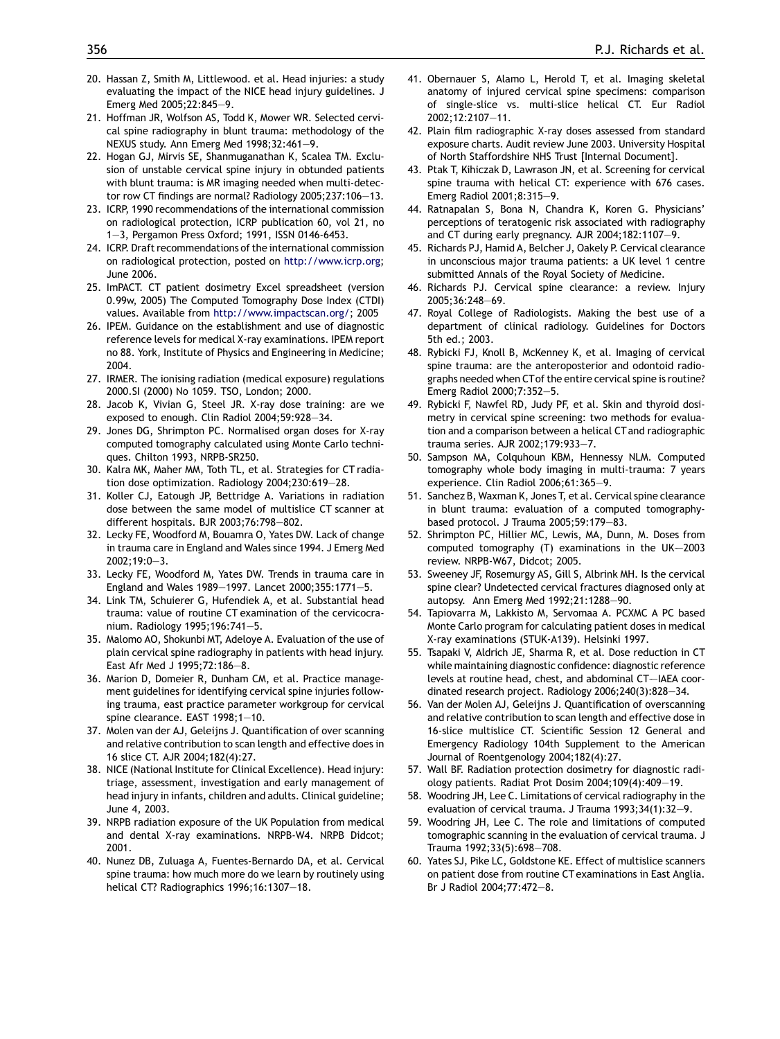20. Hassan Z, Smith M, Littlewood. et al. Head injuries: a study evaluating the impact of the NICE head injury guidelines. J Emerg Med 2005;22:845—9.
21. Hoffman JR, Wolfson AS, Todd K, Mower WR. Selected cervical spine radiography in blunt trauma: methodology of the NEXUS study. Ann Emerg Med 1998;32:461—9.
22. Hogan GJ, Mirvis SE, Shanmuganathan K, Scalea TM. Exclusion of unstable cervical spine injury in obtunded patients with blunt trauma: is MR imaging needed when multi-detector row CT findings are normal? Radiology 2005;237:106—13.
23. ICRP, 1990 recommendations of the international commission on radiological protection, ICRP publication 60, vol 21, no 1—3, Pergamon Press Oxford; 1991, ISSN 0146-6453.
24. ICRP. Draft recommendations of the international commission on radiological protection, posted on http://www.icrp.org; June 2006.
25. ImPACT. CT patient dosimetry Excel spreadsheet (version 0.99w, 2005) The Computed Tomography Dose Index (CTDI) values. Available from http://www.impactscan.org/; 2005
26. IPEM. Guidance on the establishment and use of diagnostic reference levels for medical X-ray examinations. IPEM report no 88. York, Institute of Physics and Engineering in Medicine; 2004.
27. IRMER. The ionising radiation (medical exposure) regulations 2000.SI (2000) No 1059. TSO, London; 2000.
28. Jacob K, Vivian G, Steel JR. X-ray dose training: are we exposed to enough. Clin Radiol 2004;59:928—34.
29. Jones DG, Shrimpton PC. Normalised organ doses for X-ray computed tomography calculated using Monte Carlo techniques. Chilton 1993, NRPB-SR250.
30. Kalra MK, Maher MM, Toth TL, et al. Strategies for CT radiation dose optimization. Radiology 2004;230:619—28.
31. Koller CJ, Eatough JP, Bettridge A. Variations in radiation dose between the same model of multislice CT scanner at different hospitals. BJR 2003;76:798—802.
32. Lecky FE, Woodford M, Bouamra O, Yates DW. Lack of change in trauma care in England and Wales since 1994. J Emerg Med 2002;19:0—3.
33. Lecky FE, Woodford M, Yates DW. Trends in trauma care in England and Wales 1989—1997. Lancet 2000;355:1771—5.
34. Link TM, Schuierer G, Hufendiek A, et al. Substantial head trauma: value of routine CT examination of the cervicocranium. Radiology 1995;196:741—5.
35. Malomo AO, Shokunbi MT, Adeloye A. Evaluation of the use of plain cervical spine radiography in patients with head injury. East Afr Med J 1995;72:186—8.
36. Marion D, Domeier R, Dunham CM, et al. Practice management guidelines for identifying cervical spine injuries following trauma, east practice parameter workgroup for cervical spine clearance. EAST 1998;1—10.
37. Molen van der AJ, Geleijns J. Quantification of over scanning and relative contribution to scan length and effective does in 16 slice CT. AJR 2004;182(4):27.
38. NICE (National Institute for Clinical Excellence). Head injury: triage, assessment, investigation and early management of head injury in infants, children and adults. Clinical guideline; June 4, 2003.
39. NRPB radiation exposure of the UK Population from medical and dental X-ray examinations. NRPB-W4. NRPB Didcot; 2001.
40. Nunez DB, Zuluaga A, Fuentes-Bernardo DA, et al. Cervical spine trauma: how much more do we learn by routinely using helical CT? Radiographics 1996;16:1307—18.
41. Obernauer S, Alamo L, Herold T, et al. Imaging skeletal anatomy of injured cervical spine specimens: comparison of single-slice vs. multi-slice helical CT. Eur Radiol 2002;12:2107—11.
42. Plain film radiographic X-ray doses assessed from standard exposure charts. Audit review June 2003. University Hospital of North Staffordshire NHS Trust [Internal Document].
43. Ptak T, Kihiczak D, Lawrason JN, et al. Screening for cervical spine trauma with helical CT: experience with 676 cases. Emerg Radiol 2001;8:315—9.
44. Ratnapalan S, Bona N, Chandra K, Koren G. Physicians' perceptions of teratogenic risk associated with radiography and CT during early pregnancy. AJR 2004;182:1107—9.
45. Richards PJ, Hamid A, Belcher J, Oakely P. Cervical clearance in unconscious major trauma patients: a UK level 1 centre submitted Annals of the Royal Society of Medicine.
46. Richards PJ. Cervical spine clearance: a review. Injury 2005;36:248—69.
47. Royal College of Radiologists. Making the best use of a department of clinical radiology. Guidelines for Doctors 5th ed.; 2003.
48. Rybicki FJ, Knoll B, McKenney K, et al. Imaging of cervical spine trauma: are the anteroposterior and odontoid radiographs needed when CT of the entire cervical spine is routine? Emerg Radiol 2000;7:352—5.
49. Rybicki F, Nawfel RD, Judy PF, et al. Skin and thyroid dosimetry in cervical spine screening: two methods for evaluation and a comparison between a helical CT and radiographic trauma series. AJR 2002;179:933—7.
50. Sampson MA, Colquhoun KBM, Hennessy NLM. Computed tomography whole body imaging in multi-trauma: 7 years experience. Clin Radiol 2006;61:365—9.
51. Sanchez B, Waxman K, Jones T, et al. Cervical spine clearance in blunt trauma: evaluation of a computed tomography-based protocol. J Trauma 2005;59:179—83.
52. Shrimpton PC, Hillier MC, Lewis, MA, Dunn, M. Doses from computed tomography (T) examinations in the UK—2003 review. NRPB-W67, Didcot; 2005.
53. Sweeney JF, Rosemurgy AS, Gill S, Albrink MH. Is the cervical spine clear? Undetected cervical fractures diagnosed only at autopsy. Ann Emerg Med 1992;21:1288—90.
54. Tapiovarra M, Lakkisto M, Servomaa A. PCXMC A PC based Monte Carlo program for calculating patient doses in medical X-ray examinations (STUK-A139). Helsinki 1997.
55. Tsapaki V, Aldrich JE, Sharma R, et al. Dose reduction in CT while maintaining diagnostic confidence: diagnostic reference levels at routine head, chest, and abdominal CT—IAEA coordinated research project. Radiology 2006;240(3):828—34.
56. Van der Molen AJ, Geleijns J. Quantification of overscanning and relative contribution to scan length and effective dose in 16-slice multislice CT. Scientific Session 12 General and Emergency Radiology 104th Supplement to the American Journal of Roentgenology 2004;182(4):27.
57. Wall BF. Radiation protection dosimetry for diagnostic radiology patients. Radiat Prot Dosim 2004;109(4):409—19.
58. Woodring JH, Lee C. Limitations of cervical radiography in the evaluation of cervical trauma. J Trauma 1993;34(1):32—9.
59. Woodring JH, Lee C. The role and limitations of computed tomographic scanning in the evaluation of cervical trauma. J Trauma 1992;33(5):698—708.
60. Yates SJ, Pike LC, Goldstone KE. Effect of multislice scanners on patient dose from routine CT examinations in East Anglia. Br J Radiol 2004;77:472—8.